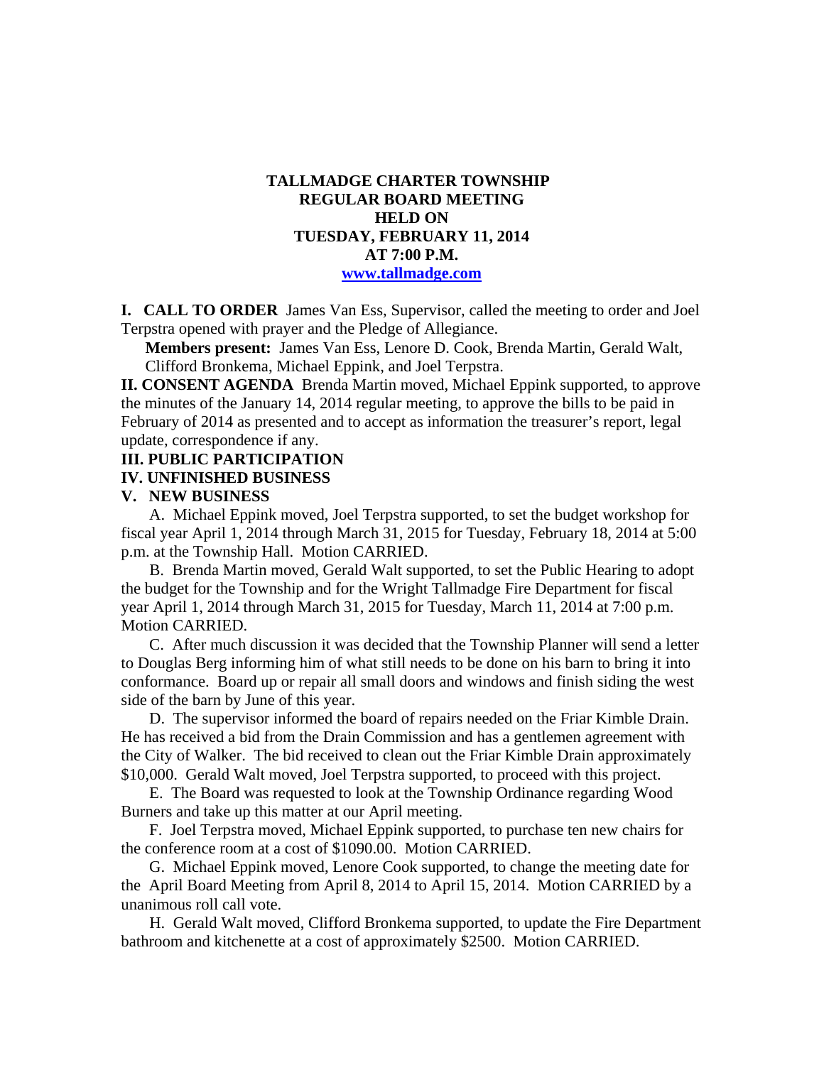# TALLMADGE CHARTER TOWNSHIP
# REGULAR BOARD MEETING
# HELD ON
# TUESDAY, FEBRUARY 11, 2014
# AT 7:00 P.M.

[www.tallmadge.com](http://www.tallmadge.com)

**I. CALL TO ORDER** James Van Ess, Supervisor, called the meeting to order and Joel Terpstra opened with prayer and the Pledge of Allegiance.

**Members present:** James Van Ess, Lenore D. Cook, Brenda Martin, Gerald Walt, Clifford Bronkema, Michael Eppink, and Joel Terpstra.

**II. CONSENT AGENDA** Brenda Martin moved, Michael Eppink supported, to approve the minutes of the January 14, 2014 regular meeting, to approve the bills to be paid in February of 2014 as presented and to accept as information the treasurer's report, legal update, correspondence if any.

**III. PUBLIC PARTICIPATION**

**IV. UNFINISHED BUSINESS**

**V. NEW BUSINESS**

A. Michael Eppink moved, Joel Terpstra supported, to set the budget workshop for fiscal year April 1, 2014 through March 31, 2015 for Tuesday, February 18, 2014 at 5:00 p.m. at the Township Hall. Motion CARRIED.

B. Brenda Martin moved, Gerald Walt supported, to set the Public Hearing to adopt the budget for the Township and for the Wright Tallmadge Fire Department for fiscal year April 1, 2014 through March 31, 2015 for Tuesday, March 11, 2014 at 7:00 p.m. Motion CARRIED.

C. After much discussion it was decided that the Township Planner will send a letter to Douglas Berg informing him of what still needs to be done on his barn to bring it into conformance. Board up or repair all small doors and windows and finish siding the west side of the barn by June of this year.

D. The supervisor informed the board of repairs needed on the Friar Kimble Drain. He has received a bid from the Drain Commission and has a gentlemen agreement with the City of Walker. The bid received to clean out the Friar Kimble Drain approximately $10,000. Gerald Walt moved, Joel Terpstra supported, to proceed with this project.

E. The Board was requested to look at the Township Ordinance regarding Wood Burners and take up this matter at our April meeting.

F. Joel Terpstra moved, Michael Eppink supported, to purchase ten new chairs for the conference room at a cost of $1090.00. Motion CARRIED.

G. Michael Eppink moved, Lenore Cook supported, to change the meeting date for the April Board Meeting from April 8, 2014 to April 15, 2014. Motion CARRIED by a unanimous roll call vote.

H. Gerald Walt moved, Clifford Bronkema supported, to update the Fire Department bathroom and kitchenette at a cost of approximately $2500. Motion CARRIED.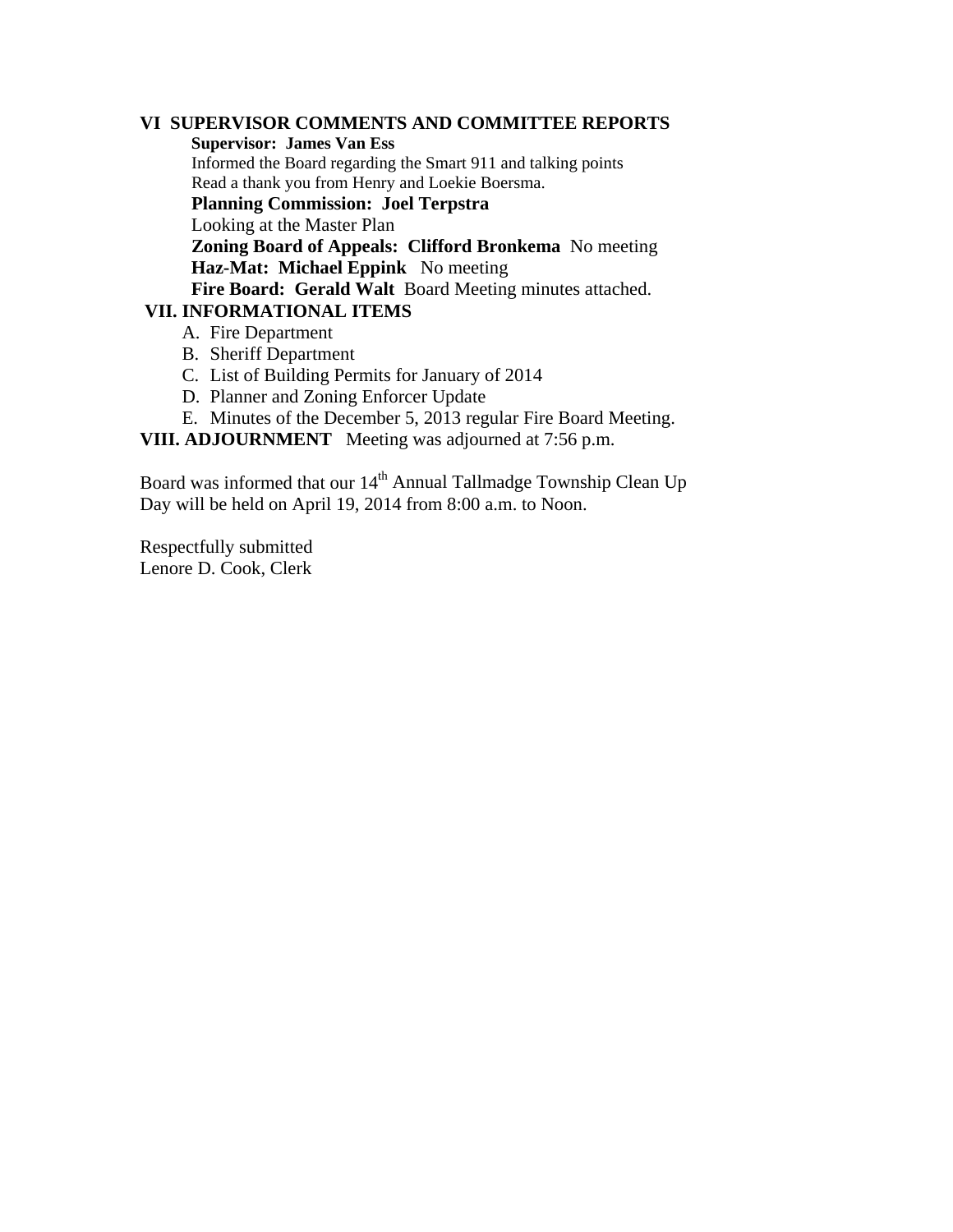**VI SUPERVISOR COMMENTS AND COMMITTEE REPORTS**

**Supervisor: James Van Ess**
Informed the Board regarding the Smart 911 and talking points
Read a thank you from Henry and Loekie Boersma.

**Planning Commission: Joel Terpstra**
Looking at the Master Plan

**Zoning Board of Appeals: Clifford Bronkema** No meeting

**Haz-Mat: Michael Eppink** No meeting

**Fire Board: Gerald Walt** Board Meeting minutes attached.

**VII. INFORMATIONAL ITEMS**

A. Fire Department
B. Sheriff Department
C. List of Building Permits for January of 2014
D. Planner and Zoning Enforcer Update
E. Minutes of the December 5, 2013 regular Fire Board Meeting.

**VIII. ADJOURNMENT** Meeting was adjourned at 7:56 p.m.

Board was informed that our 14th Annual Tallmadge Township Clean Up Day will be held on April 19, 2014 from 8:00 a.m. to Noon.

Respectfully submitted
Lenore D. Cook, Clerk